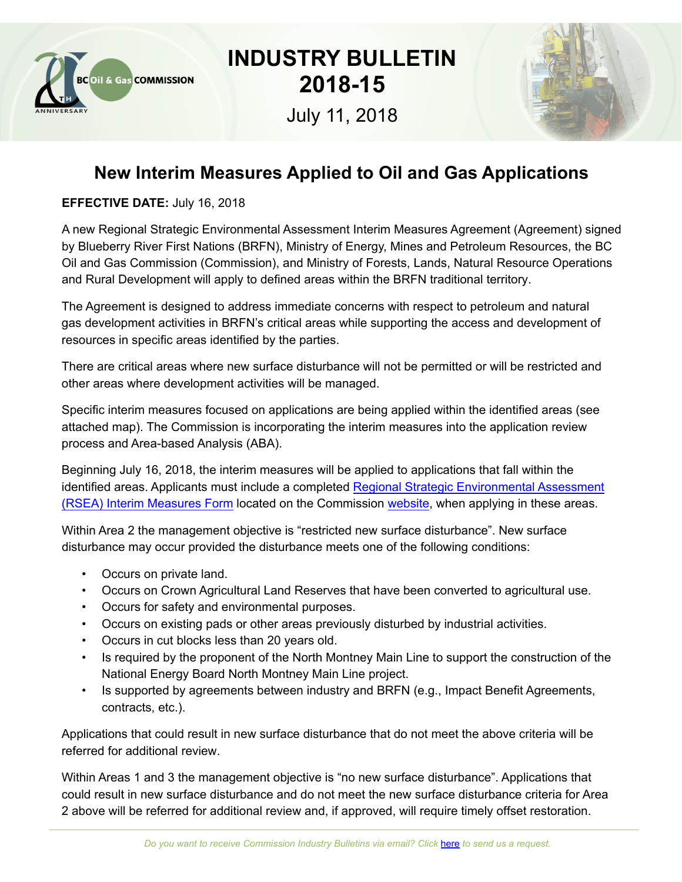# INDUSTRY BULLETIN 2018-15

July 11, 2018

## New Interim Measures Applied to Oil and Gas Applications

**EFFECTIVE DATE:** July 16, 2018

A new Regional Strategic Environmental Assessment Interim Measures Agreement (Agreement) signed by Blueberry River First Nations (BRFN), Ministry of Energy, Mines and Petroleum Resources, the BC Oil and Gas Commission (Commission), and Ministry of Forests, Lands, Natural Resource Operations and Rural Development will apply to defined areas within the BRFN traditional territory.

The Agreement is designed to address immediate concerns with respect to petroleum and natural gas development activities in BRFN's critical areas while supporting the access and development of resources in specific areas identified by the parties.

There are critical areas where new surface disturbance will not be permitted or will be restricted and other areas where development activities will be managed.

Specific interim measures focused on applications are being applied within the identified areas (see attached map). The Commission is incorporating the interim measures into the application review process and Area-based Analysis (ABA).

Beginning July 16, 2018, the interim measures will be applied to applications that fall within the identified areas. Applicants must include a completed Regional Strategic Environmental Assessment (RSEA) Interim Measures Form located on the Commission website, when applying in these areas.

Within Area 2 the management objective is "restricted new surface disturbance". New surface disturbance may occur provided the disturbance meets one of the following conditions:

- Occurs on private land.
- Occurs on Crown Agricultural Land Reserves that have been converted to agricultural use.
- Occurs for safety and environmental purposes.
- Occurs on existing pads or other areas previously disturbed by industrial activities.
- Occurs in cut blocks less than 20 years old.
- Is required by the proponent of the North Montney Main Line to support the construction of the National Energy Board North Montney Main Line project.
- Is supported by agreements between industry and BRFN (e.g., Impact Benefit Agreements, contracts, etc.).

Applications that could result in new surface disturbance that do not meet the above criteria will be referred for additional review.

Within Areas 1 and 3 the management objective is "no new surface disturbance". Applications that could result in new surface disturbance and do not meet the new surface disturbance criteria for Area 2 above will be referred for additional review and, if approved, will require timely offset restoration.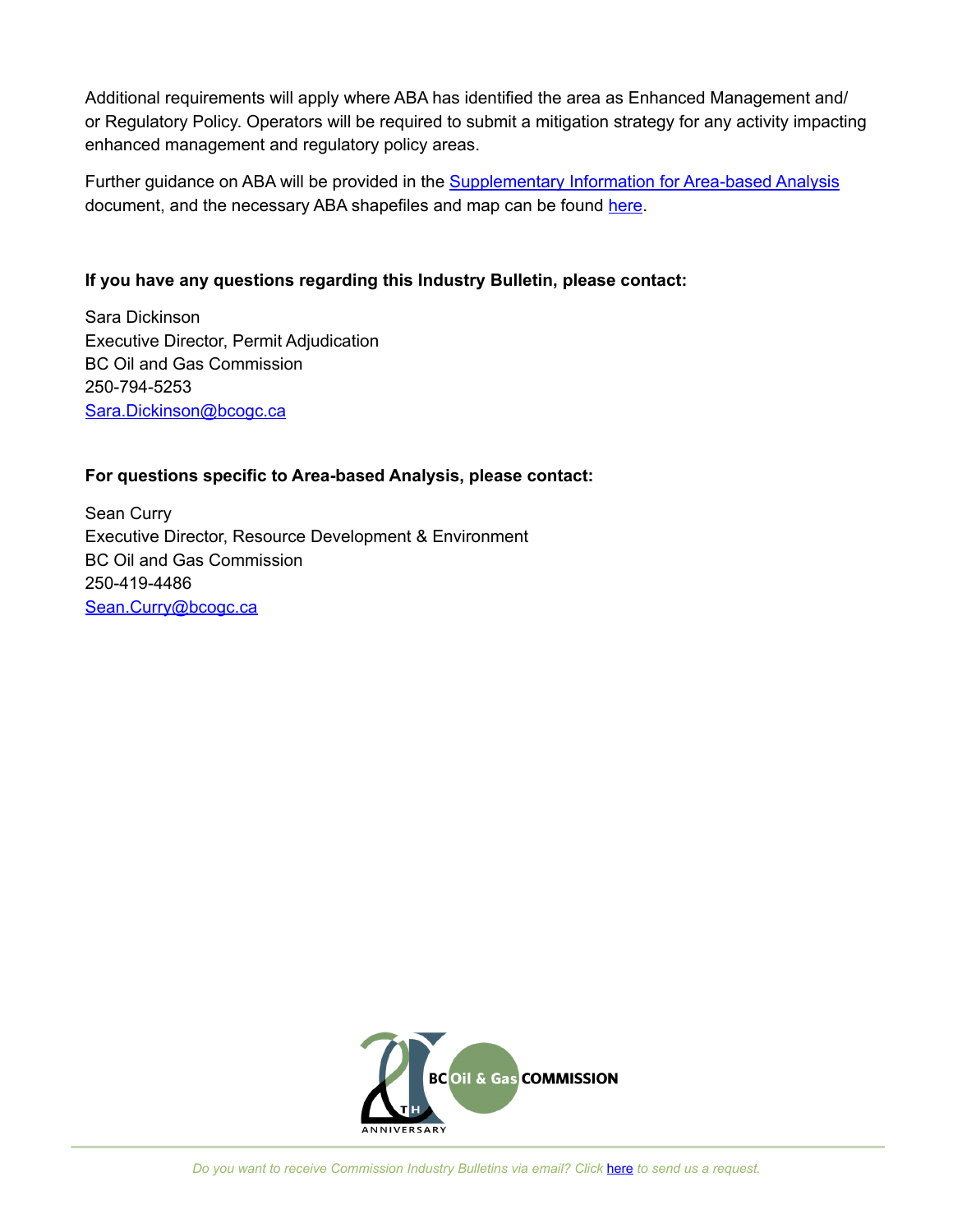Additional requirements will apply where ABA has identified the area as Enhanced Management and/or Regulatory Policy. Operators will be required to submit a mitigation strategy for any activity impacting enhanced management and regulatory policy areas.

Further guidance on ABA will be provided in the [Supplementary Information for Area-based Analysis]() document, and the necessary ABA shapefiles and map can be found [here]().

**If you have any questions regarding this Industry Bulletin, please contact:**

Sara Dickinson  
Executive Director, Permit Adjudication  
BC Oil and Gas Commission  
250-794-5253  
[Sara.Dickinson@bcogc.ca](mailto:Sara.Dickinson@bcogc.ca)

**For questions specific to Area-based Analysis, please contact:**

Sean Curry  
Executive Director, Resource Development & Environment  
BC Oil and Gas Commission  
250-419-4486  
[Sean.Curry@bcogc.ca](mailto:Sean.Curry@bcogc.ca)

*Do you want to receive Commission Industry Bulletins via email? Click [here]() to send us a request.*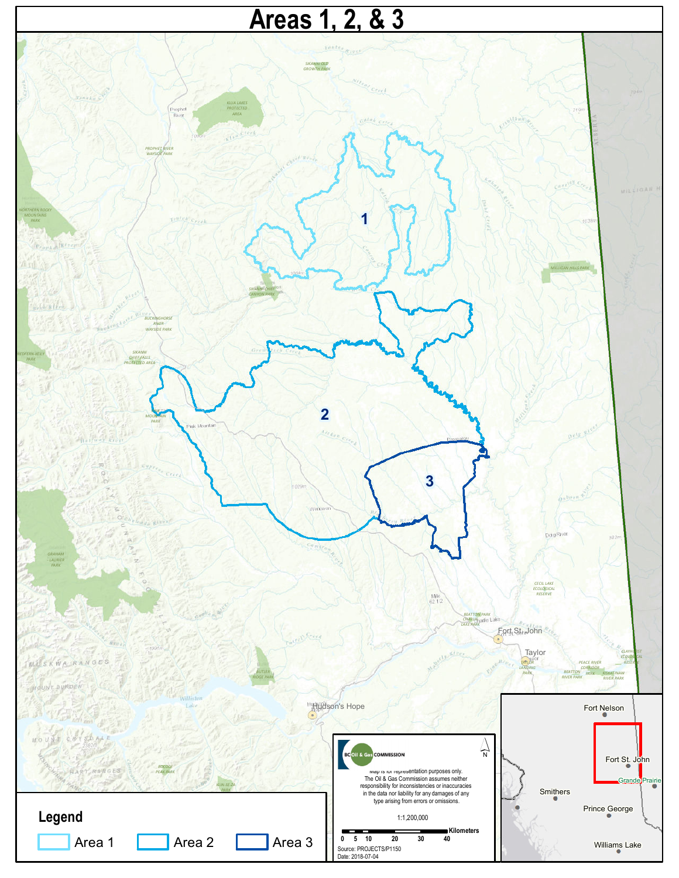# Areas 1, 2, & 3

1

2

3

Fort St. John

Taylor

Hudson's Hope

Legend

Area 1

Area 2

Area 3

BC Oil & Gas COMMISSION

Map is for representation purposes only.
The Oil & Gas Commission assumes neither responsibility for inconsistencies or inaccuracies in the data nor liability for any damages of any type arising from errors or omissions.

1:1,200,000

0 5 10 20 30 40 Kilometers

Source: PROJECTS/P1150
Date: 2018-07-04

Fort Nelson

Fort St. John

Grande Prairie

Smithers

Prince George

Williams Lake